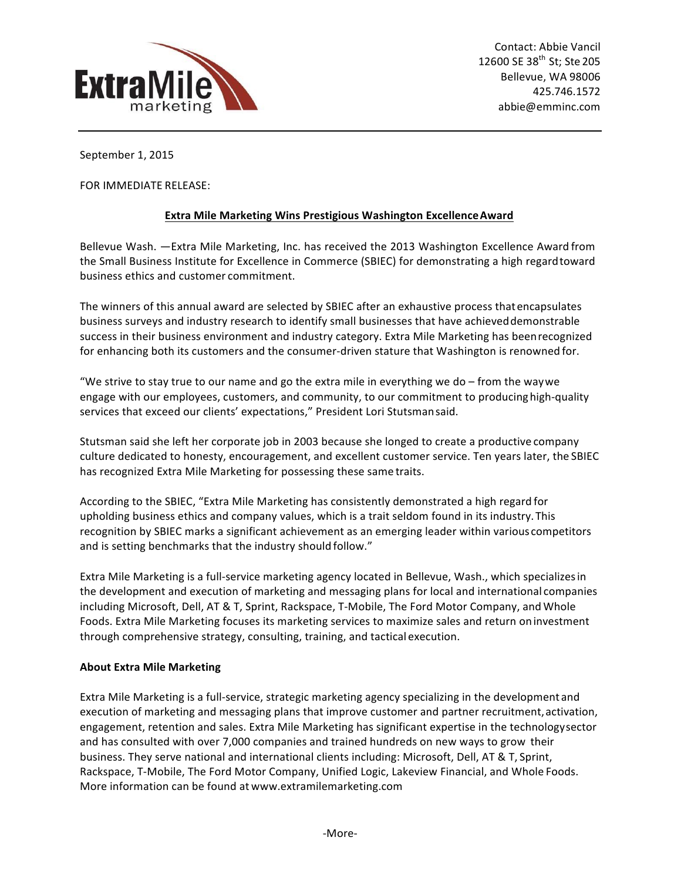ExtraMile marketing

Contact: Abbie Vancil
12600 SE 38th St; Ste 205
Bellevue, WA 98006
425.746.1572
abbie@emminc.com

---

September 1, 2015

FOR IMMEDIATE RELEASE:

**Extra Mile Marketing Wins Prestigious Washington Excellence Award**

Bellevue Wash. —Extra Mile Marketing, Inc. has received the 2013 Washington Excellence Award from the Small Business Institute for Excellence in Commerce (SBIEC) for demonstrating a high regard toward business ethics and customer commitment.

The winners of this annual award are selected by SBIEC after an exhaustive process that encapsulates business surveys and industry research to identify small businesses that have achieved demonstrable success in their business environment and industry category. Extra Mile Marketing has been recognized for enhancing both its customers and the consumer-driven stature that Washington is renowned for.

"We strive to stay true to our name and go the extra mile in everything we do – from the way we engage with our employees, customers, and community, to our commitment to producing high-quality services that exceed our clients' expectations," President Lori Stutsman said.

Stutsman said she left her corporate job in 2003 because she longed to create a productive company culture dedicated to honesty, encouragement, and excellent customer service. Ten years later, the SBIEC has recognized Extra Mile Marketing for possessing these same traits.

According to the SBIEC, "Extra Mile Marketing has consistently demonstrated a high regard for upholding business ethics and company values, which is a trait seldom found in its industry. This recognition by SBIEC marks a significant achievement as an emerging leader within various competitors and is setting benchmarks that the industry should follow."

Extra Mile Marketing is a full-service marketing agency located in Bellevue, Wash., which specializes in the development and execution of marketing and messaging plans for local and international companies including Microsoft, Dell, AT & T, Sprint, Rackspace, T-Mobile, The Ford Motor Company, and Whole Foods. Extra Mile Marketing focuses its marketing services to maximize sales and return on investment through comprehensive strategy, consulting, training, and tactical execution.

**About Extra Mile Marketing**

Extra Mile Marketing is a full-service, strategic marketing agency specializing in the development and execution of marketing and messaging plans that improve customer and partner recruitment, activation, engagement, retention and sales. Extra Mile Marketing has significant expertise in the technology sector and has consulted with over 7,000 companies and trained hundreds on new ways to grow their business. They serve national and international clients including: Microsoft, Dell, AT & T, Sprint, Rackspace, T-Mobile, The Ford Motor Company, Unified Logic, Lakeview Financial, and Whole Foods. More information can be found at www.extramilemarketing.com

-More-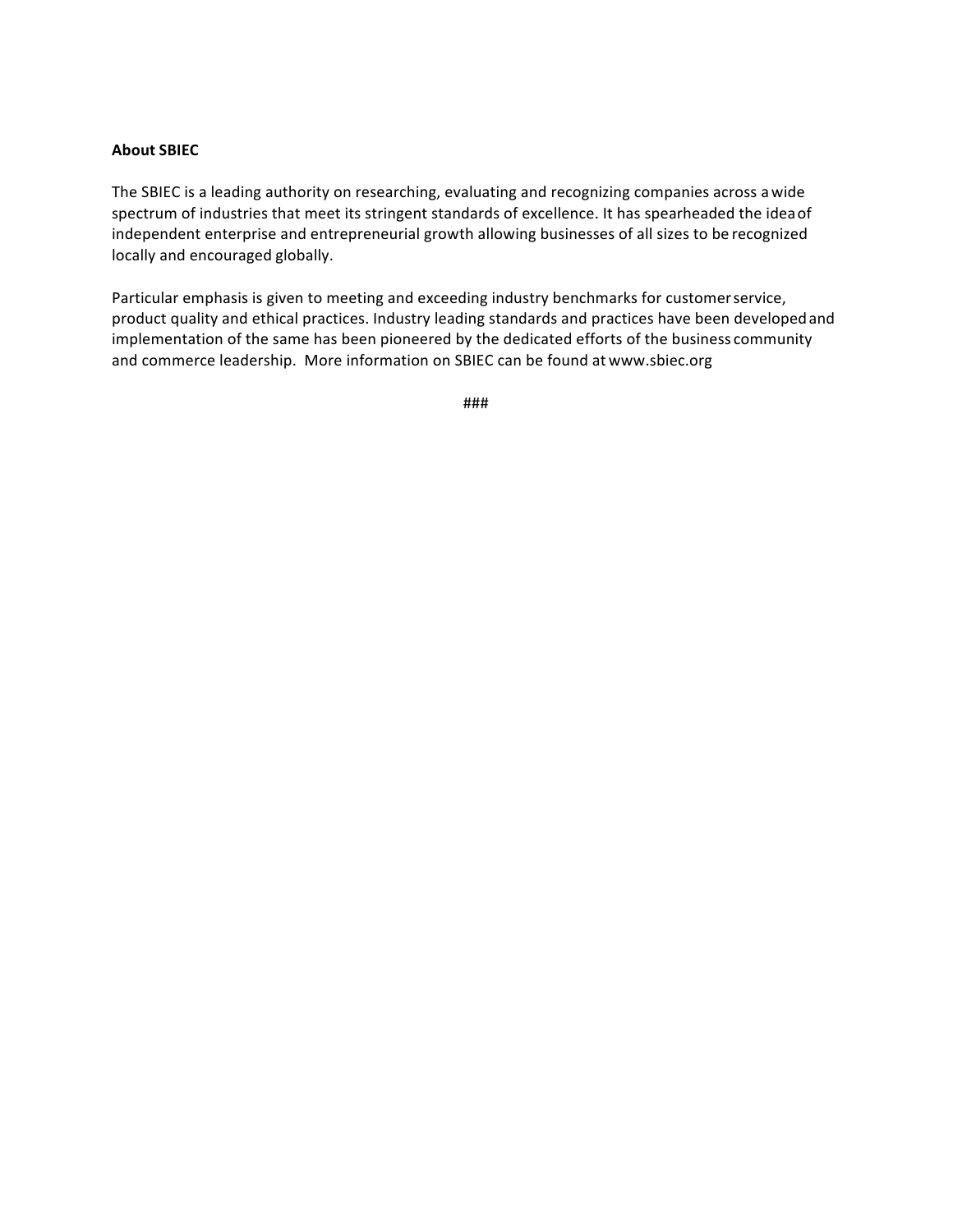**About SBIEC**

The SBIEC is a leading authority on researching, evaluating and recognizing companies across a wide spectrum of industries that meet its stringent standards of excellence. It has spearheaded the idea of independent enterprise and entrepreneurial growth allowing businesses of all sizes to be recognized locally and encouraged globally.

Particular emphasis is given to meeting and exceeding industry benchmarks for customer service, product quality and ethical practices. Industry leading standards and practices have been developed and implementation of the same has been pioneered by the dedicated efforts of the business community and commerce leadership. More information on SBIEC can be found at www.sbiec.org

###